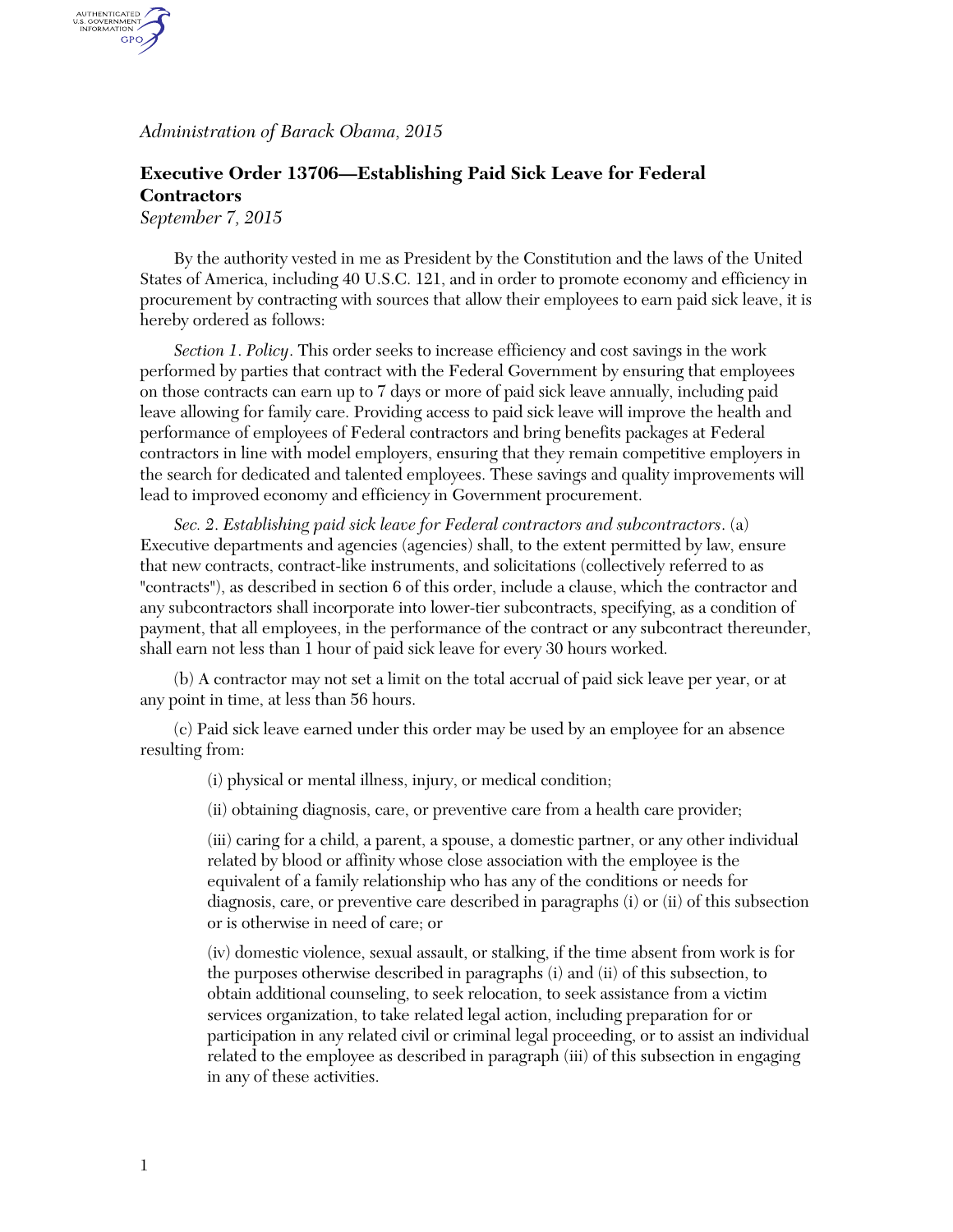*Administration of Barack Obama, 2015*

## Executive Order 13706—Establishing Paid Sick Leave for Federal Contractors

*September 7, 2015*

By the authority vested in me as President by the Constitution and the laws of the United States of America, including 40 U.S.C. 121, and in order to promote economy and efficiency in procurement by contracting with sources that allow their employees to earn paid sick leave, it is hereby ordered as follows:

*Section 1. Policy*. This order seeks to increase efficiency and cost savings in the work performed by parties that contract with the Federal Government by ensuring that employees on those contracts can earn up to 7 days or more of paid sick leave annually, including paid leave allowing for family care. Providing access to paid sick leave will improve the health and performance of employees of Federal contractors and bring benefits packages at Federal contractors in line with model employers, ensuring that they remain competitive employers in the search for dedicated and talented employees. These savings and quality improvements will lead to improved economy and efficiency in Government procurement.

*Sec. 2. Establishing paid sick leave for Federal contractors and subcontractors*. (a) Executive departments and agencies (agencies) shall, to the extent permitted by law, ensure that new contracts, contract-like instruments, and solicitations (collectively referred to as "contracts"), as described in section 6 of this order, include a clause, which the contractor and any subcontractors shall incorporate into lower-tier subcontracts, specifying, as a condition of payment, that all employees, in the performance of the contract or any subcontract thereunder, shall earn not less than 1 hour of paid sick leave for every 30 hours worked.

(b) A contractor may not set a limit on the total accrual of paid sick leave per year, or at any point in time, at less than 56 hours.

(c) Paid sick leave earned under this order may be used by an employee for an absence resulting from:

(i) physical or mental illness, injury, or medical condition;

(ii) obtaining diagnosis, care, or preventive care from a health care provider;

(iii) caring for a child, a parent, a spouse, a domestic partner, or any other individual related by blood or affinity whose close association with the employee is the equivalent of a family relationship who has any of the conditions or needs for diagnosis, care, or preventive care described in paragraphs (i) or (ii) of this subsection or is otherwise in need of care; or

(iv) domestic violence, sexual assault, or stalking, if the time absent from work is for the purposes otherwise described in paragraphs (i) and (ii) of this subsection, to obtain additional counseling, to seek relocation, to seek assistance from a victim services organization, to take related legal action, including preparation for or participation in any related civil or criminal legal proceeding, or to assist an individual related to the employee as described in paragraph (iii) of this subsection in engaging in any of these activities.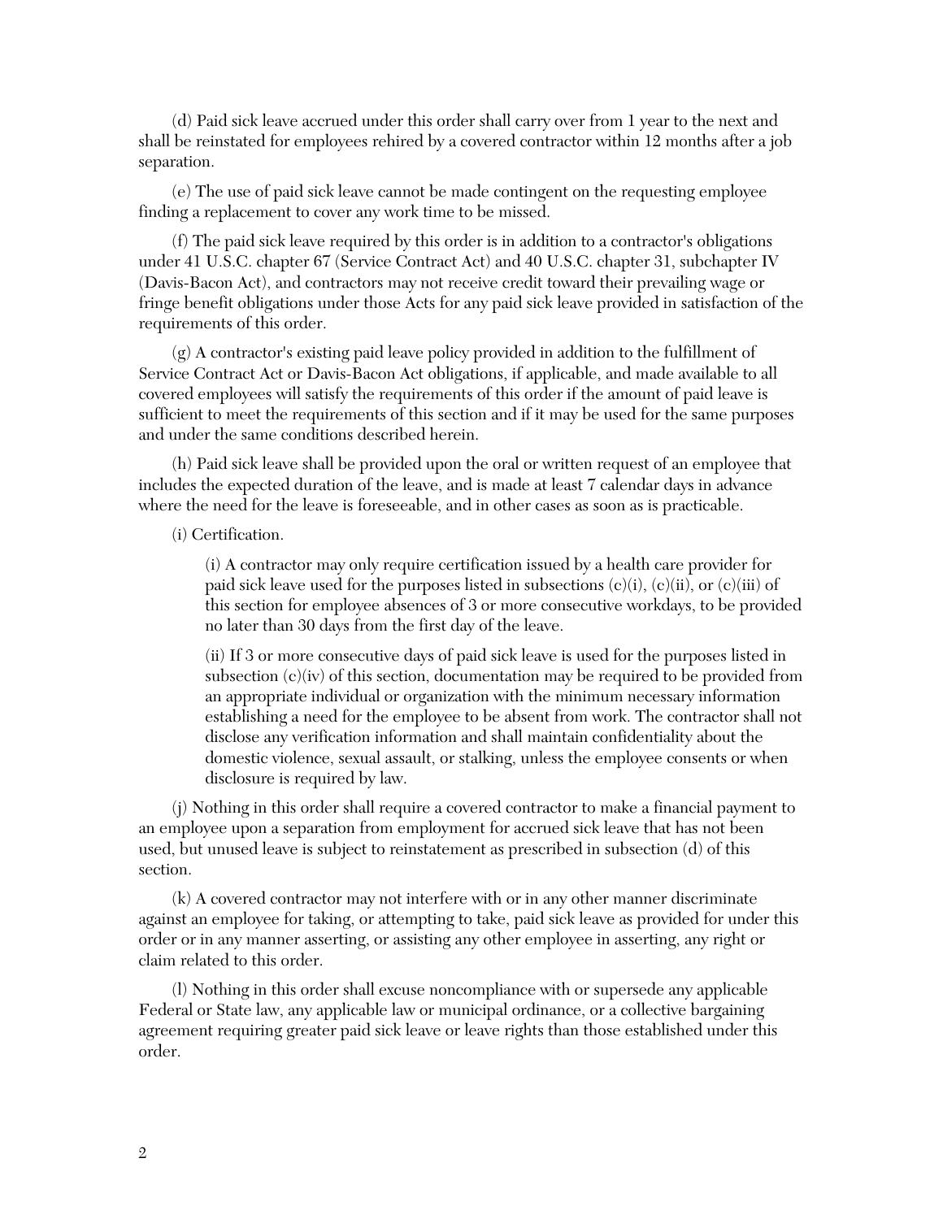(d) Paid sick leave accrued under this order shall carry over from 1 year to the next and shall be reinstated for employees rehired by a covered contractor within 12 months after a job separation.

(e) The use of paid sick leave cannot be made contingent on the requesting employee finding a replacement to cover any work time to be missed.

(f) The paid sick leave required by this order is in addition to a contractor's obligations under 41 U.S.C. chapter 67 (Service Contract Act) and 40 U.S.C. chapter 31, subchapter IV (Davis-Bacon Act), and contractors may not receive credit toward their prevailing wage or fringe benefit obligations under those Acts for any paid sick leave provided in satisfaction of the requirements of this order.

(g) A contractor's existing paid leave policy provided in addition to the fulfillment of Service Contract Act or Davis-Bacon Act obligations, if applicable, and made available to all covered employees will satisfy the requirements of this order if the amount of paid leave is sufficient to meet the requirements of this section and if it may be used for the same purposes and under the same conditions described herein.

(h) Paid sick leave shall be provided upon the oral or written request of an employee that includes the expected duration of the leave, and is made at least 7 calendar days in advance where the need for the leave is foreseeable, and in other cases as soon as is practicable.

(i) Certification.

> (i) A contractor may only require certification issued by a health care provider for paid sick leave used for the purposes listed in subsections (c)(i), (c)(ii), or (c)(iii) of this section for employee absences of 3 or more consecutive workdays, to be provided no later than 30 days from the first day of the leave.
>
> (ii) If 3 or more consecutive days of paid sick leave is used for the purposes listed in subsection (c)(iv) of this section, documentation may be required to be provided from an appropriate individual or organization with the minimum necessary information establishing a need for the employee to be absent from work. The contractor shall not disclose any verification information and shall maintain confidentiality about the domestic violence, sexual assault, or stalking, unless the employee consents or when disclosure is required by law.

(j) Nothing in this order shall require a covered contractor to make a financial payment to an employee upon a separation from employment for accrued sick leave that has not been used, but unused leave is subject to reinstatement as prescribed in subsection (d) of this section.

(k) A covered contractor may not interfere with or in any other manner discriminate against an employee for taking, or attempting to take, paid sick leave as provided for under this order or in any manner asserting, or assisting any other employee in asserting, any right or claim related to this order.

(l) Nothing in this order shall excuse noncompliance with or supersede any applicable Federal or State law, any applicable law or municipal ordinance, or a collective bargaining agreement requiring greater paid sick leave or leave rights than those established under this order.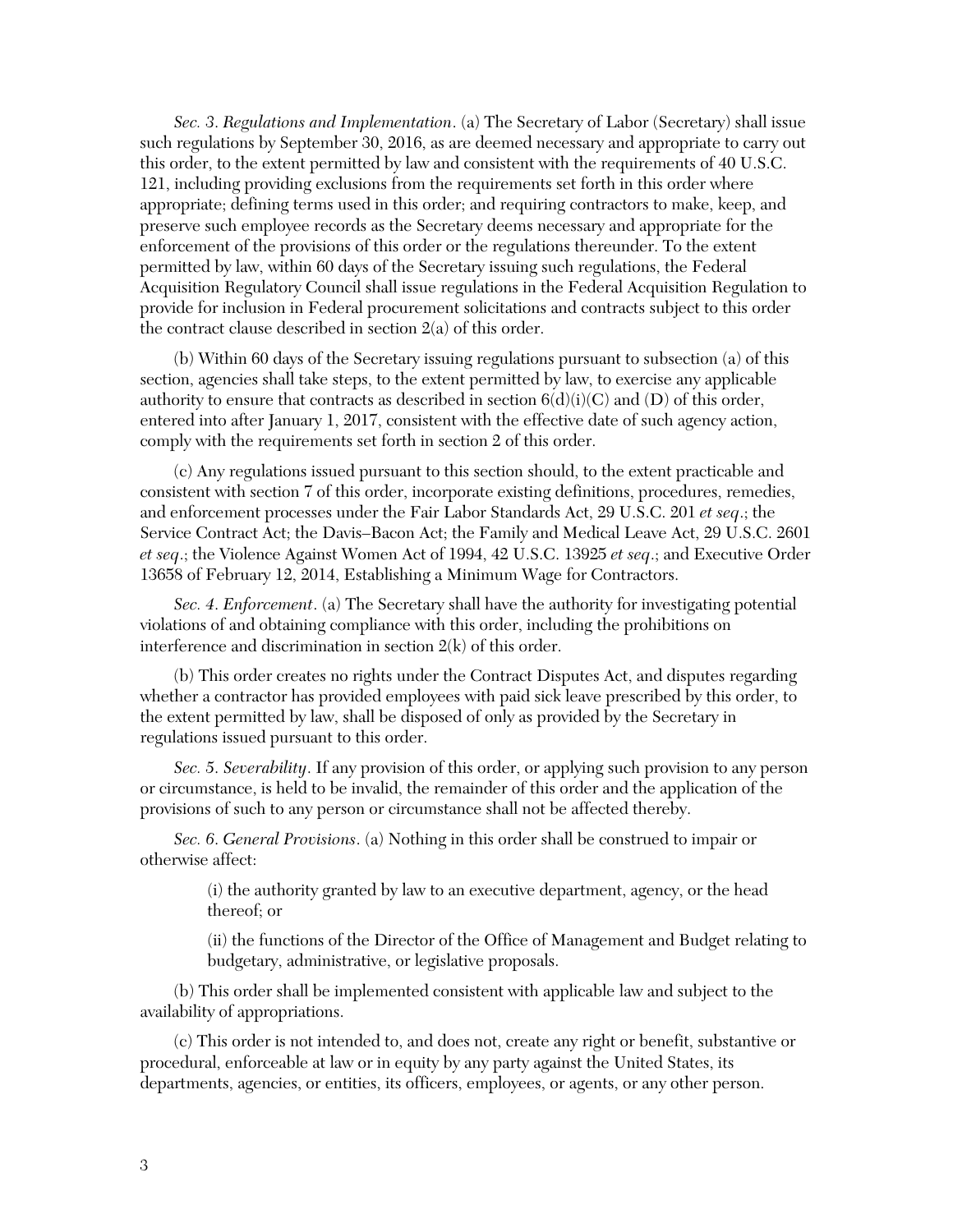*Sec. 3. Regulations and Implementation*. (a) The Secretary of Labor (Secretary) shall issue such regulations by September 30, 2016, as are deemed necessary and appropriate to carry out this order, to the extent permitted by law and consistent with the requirements of 40 U.S.C. 121, including providing exclusions from the requirements set forth in this order where appropriate; defining terms used in this order; and requiring contractors to make, keep, and preserve such employee records as the Secretary deems necessary and appropriate for the enforcement of the provisions of this order or the regulations thereunder. To the extent permitted by law, within 60 days of the Secretary issuing such regulations, the Federal Acquisition Regulatory Council shall issue regulations in the Federal Acquisition Regulation to provide for inclusion in Federal procurement solicitations and contracts subject to this order the contract clause described in section 2(a) of this order.

(b) Within 60 days of the Secretary issuing regulations pursuant to subsection (a) of this section, agencies shall take steps, to the extent permitted by law, to exercise any applicable authority to ensure that contracts as described in section 6(d)(i)(C) and (D) of this order, entered into after January 1, 2017, consistent with the effective date of such agency action, comply with the requirements set forth in section 2 of this order.

(c) Any regulations issued pursuant to this section should, to the extent practicable and consistent with section 7 of this order, incorporate existing definitions, procedures, remedies, and enforcement processes under the Fair Labor Standards Act, 29 U.S.C. 201 *et seq*.; the Service Contract Act; the Davis–Bacon Act; the Family and Medical Leave Act, 29 U.S.C. 2601 *et seq*.; the Violence Against Women Act of 1994, 42 U.S.C. 13925 *et seq*.; and Executive Order 13658 of February 12, 2014, Establishing a Minimum Wage for Contractors.

*Sec. 4. Enforcement*. (a) The Secretary shall have the authority for investigating potential violations of and obtaining compliance with this order, including the prohibitions on interference and discrimination in section 2(k) of this order.

(b) This order creates no rights under the Contract Disputes Act, and disputes regarding whether a contractor has provided employees with paid sick leave prescribed by this order, to the extent permitted by law, shall be disposed of only as provided by the Secretary in regulations issued pursuant to this order.

*Sec. 5. Severability*. If any provision of this order, or applying such provision to any person or circumstance, is held to be invalid, the remainder of this order and the application of the provisions of such to any person or circumstance shall not be affected thereby.

*Sec. 6. General Provisions*. (a) Nothing in this order shall be construed to impair or otherwise affect:

> (i) the authority granted by law to an executive department, agency, or the head thereof; or
>
> (ii) the functions of the Director of the Office of Management and Budget relating to budgetary, administrative, or legislative proposals.

(b) This order shall be implemented consistent with applicable law and subject to the availability of appropriations.

(c) This order is not intended to, and does not, create any right or benefit, substantive or procedural, enforceable at law or in equity by any party against the United States, its departments, agencies, or entities, its officers, employees, or agents, or any other person.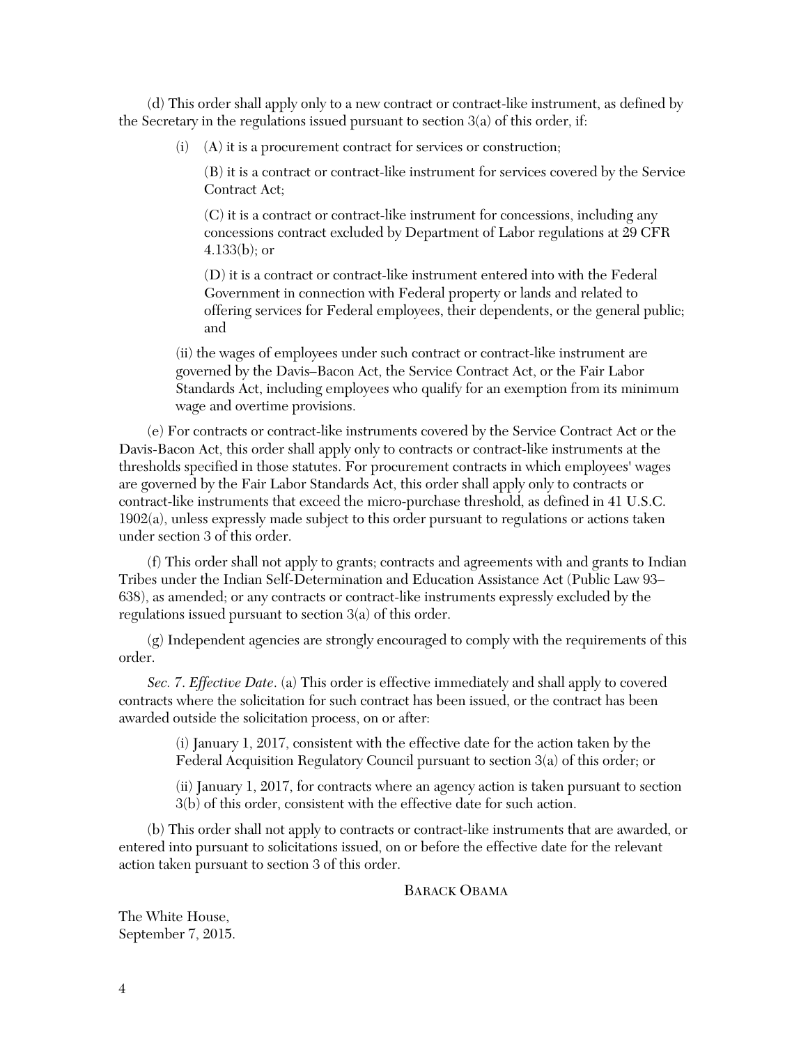(d) This order shall apply only to a new contract or contract-like instrument, as defined by the Secretary in the regulations issued pursuant to section 3(a) of this order, if:

(i) (A) it is a procurement contract for services or construction;

(B) it is a contract or contract-like instrument for services covered by the Service Contract Act;

(C) it is a contract or contract-like instrument for concessions, including any concessions contract excluded by Department of Labor regulations at 29 CFR 4.133(b); or

(D) it is a contract or contract-like instrument entered into with the Federal Government in connection with Federal property or lands and related to offering services for Federal employees, their dependents, or the general public; and

(ii) the wages of employees under such contract or contract-like instrument are governed by the Davis–Bacon Act, the Service Contract Act, or the Fair Labor Standards Act, including employees who qualify for an exemption from its minimum wage and overtime provisions.

(e) For contracts or contract-like instruments covered by the Service Contract Act or the Davis-Bacon Act, this order shall apply only to contracts or contract-like instruments at the thresholds specified in those statutes. For procurement contracts in which employees' wages are governed by the Fair Labor Standards Act, this order shall apply only to contracts or contract-like instruments that exceed the micro-purchase threshold, as defined in 41 U.S.C. 1902(a), unless expressly made subject to this order pursuant to regulations or actions taken under section 3 of this order.

(f) This order shall not apply to grants; contracts and agreements with and grants to Indian Tribes under the Indian Self-Determination and Education Assistance Act (Public Law 93–638), as amended; or any contracts or contract-like instruments expressly excluded by the regulations issued pursuant to section 3(a) of this order.

(g) Independent agencies are strongly encouraged to comply with the requirements of this order.

*Sec. 7. Effective Date.* (a) This order is effective immediately and shall apply to covered contracts where the solicitation for such contract has been issued, or the contract has been awarded outside the solicitation process, on or after:

(i) January 1, 2017, consistent with the effective date for the action taken by the Federal Acquisition Regulatory Council pursuant to section 3(a) of this order; or

(ii) January 1, 2017, for contracts where an agency action is taken pursuant to section 3(b) of this order, consistent with the effective date for such action.

(b) This order shall not apply to contracts or contract-like instruments that are awarded, or entered into pursuant to solicitations issued, on or before the effective date for the relevant action taken pursuant to section 3 of this order.

BARACK OBAMA

The White House,
September 7, 2015.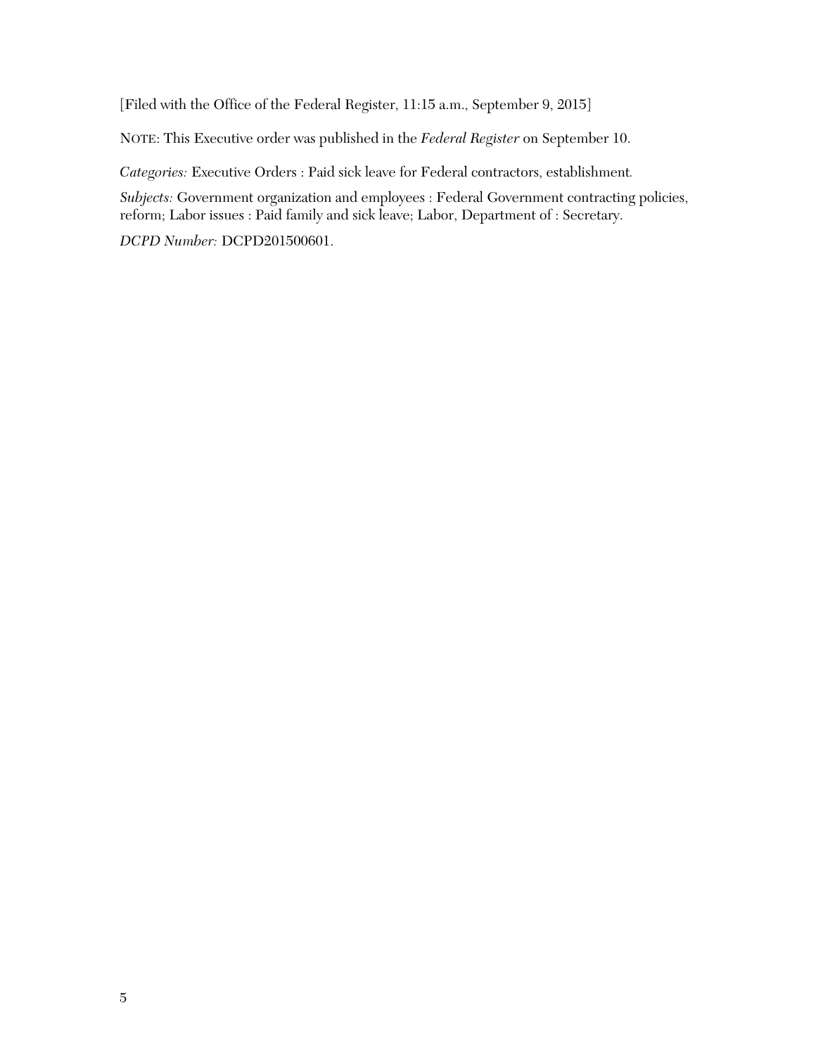[Filed with the Office of the Federal Register, 11:15 a.m., September 9, 2015]

NOTE: This Executive order was published in the *Federal Register* on September 10.

*Categories:* Executive Orders : Paid sick leave for Federal contractors, establishment.

*Subjects:* Government organization and employees : Federal Government contracting policies, reform; Labor issues : Paid family and sick leave; Labor, Department of : Secretary.

*DCPD Number:* DCPD201500601.